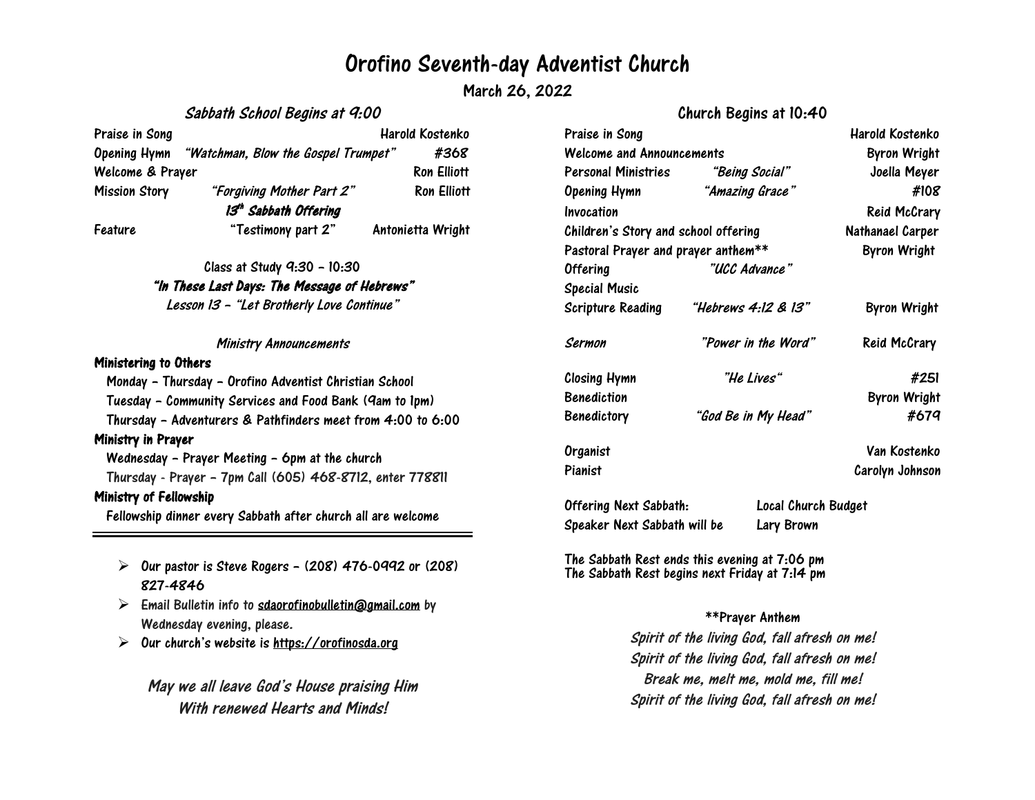# Orofino Seventh-day Adventist Church

**March 26, 2022**

## *Sabbath School Begins at 9:00*

| | | |
|---|---|---|
| Praise in Song | | Harold Kostenko |
| Opening Hymn | *"Watchman, Blow the Gospel Trumpet"* | *#368* |
| Welcome & Prayer | | Ron Elliott |
| Mission Story | *"Forgiving Mother Part 2"* | Ron Elliott |
| | ***13th Sabbath Offering*** | |
| Feature | "Testimony part 2" | Antonietta Wright |

Class at Study 9:30 – 10:30

***"In These Last Days: The Message of Hebrews"***

*Lesson 13 – "Let Brotherly Love Continue"*

### *Ministry Announcements*

**Ministering to Others**

- Monday – Thursday – Orofino Adventist Christian School
- Tuesday – Community Services and Food Bank (9am to 1pm)
- Thursday – Adventurers & Pathfinders meet from 4:00 to 6:00

**Ministry in Prayer**

- Wednesday – Prayer Meeting – 6pm at the church
- Thursday - Prayer – 7pm Call (605) 468-8712, enter 778811

**Ministry of Fellowship**

- Fellowship dinner every Sabbath after church all are welcome

---

- Our pastor is Steve Rogers – (208) 476-0992 or (208) 827-4846
- Email Bulletin info to sdaorofinobulletin@gmail.com by Wednesday evening, please.
- Our church's website is https://orofinosda.org

*May we all leave God's House praising Him*
*With renewed Hearts and Minds!*

## Church Begins at 10:40

| | | |
|---|---|---|
| Praise in Song | | Harold Kostenko |
| Welcome and Announcements | | Byron Wright |
| Personal Ministries | *"Being Social"* | Joella Meyer |
| Opening Hymn | *"Amazing Grace"* | *#108* |
| Invocation | | Reid McCrary |
| Children's Story and school offering | | Nathanael Carper |
| Pastoral Prayer and prayer anthem** | | Byron Wright |
| Offering | *"UCC Advance"* | |
| Special Music | | |
| Scripture Reading | *"Hebrews 4:12 & 13"* | Byron Wright |
| *Sermon* | *"Power in the Word"* | Reid McCrary |
| Closing Hymn | *"He Lives"* | #251 |
| Benediction | | Byron Wright |
| Benedictory | *"God Be in My Head"* | *#679* |
| Organist | | Van Kostenko |
| Pianist | | Carolyn Johnson |

Offering Next Sabbath: Local Church Budget
Speaker Next Sabbath will be Lary Brown

The Sabbath Rest ends this evening at 7:06 pm
The Sabbath Rest begins next Friday at 7:14 pm

**Prayer Anthem

*Spirit of the living God, fall afresh on me!*
*Spirit of the living God, fall afresh on me!*
*Break me, melt me, mold me, fill me!*
*Spirit of the living God, fall afresh on me!*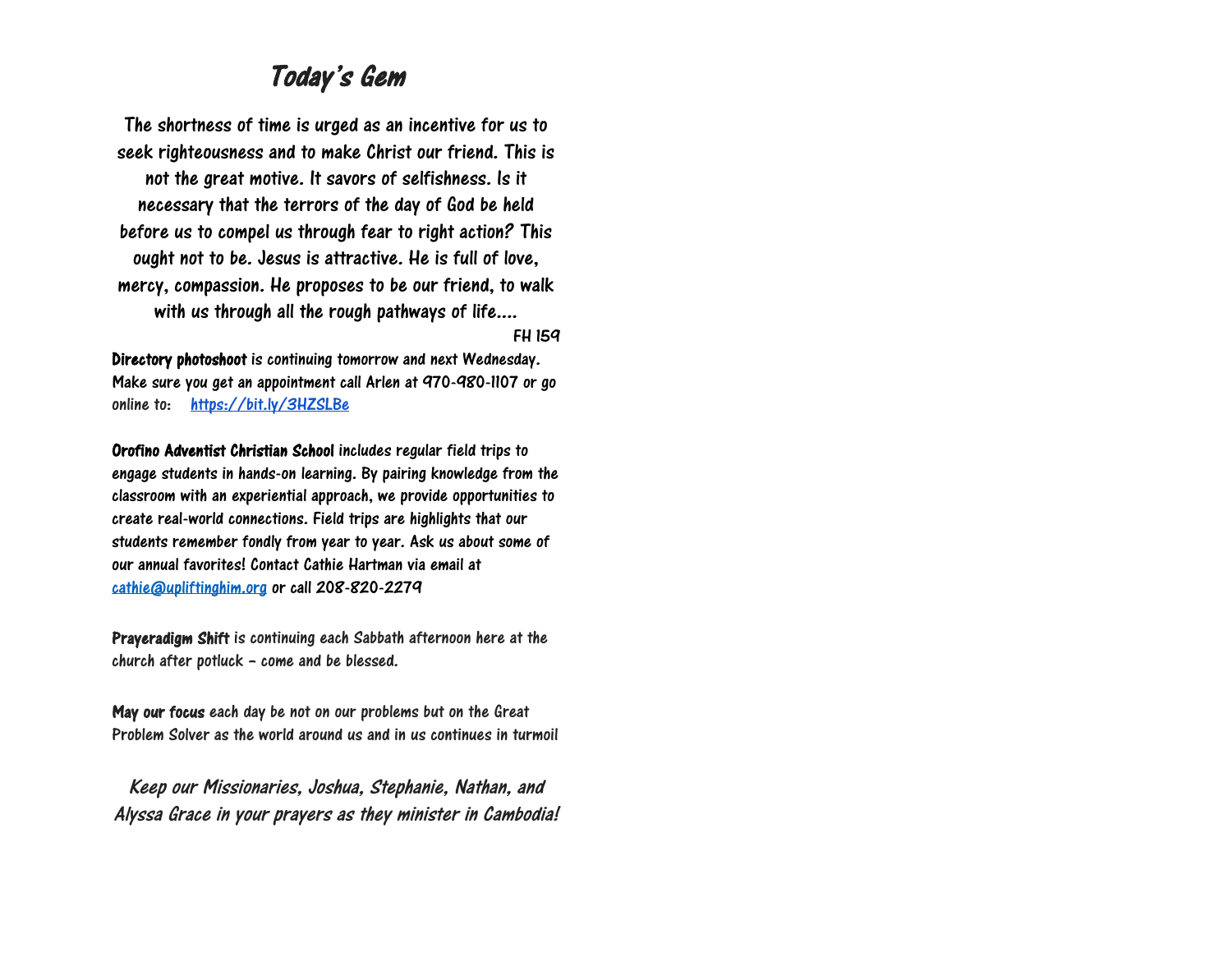# Today's Gem

The shortness of time is urged as an incentive for us to seek righteousness and to make Christ our friend. This is not the great motive. It savors of selfishness. Is it necessary that the terrors of the day of God be held before us to compel us through fear to right action? This ought not to be. Jesus is attractive. He is full of love, mercy, compassion. He proposes to be our friend, to walk with us through all the rough pathways of life....

FH 159

**Directory photoshoot** is continuing tomorrow and next Wednesday. Make sure you get an appointment call Arlen at 970-980-1107 or go online to: https://bit.ly/3HZSLBe

**Orofino Adventist Christian School** includes regular field trips to engage students in hands-on learning. By pairing knowledge from the classroom with an experiential approach, we provide opportunities to create real-world connections. Field trips are highlights that our students remember fondly from year to year. Ask us about some of our annual favorites! Contact Cathie Hartman via email at cathie@upliftinghim.org or call 208-820-2279

**Prayeradigm Shift** is continuing each Sabbath afternoon here at the church after potluck – come and be blessed.

**May our focus** each day be not on our problems but on the Great Problem Solver as the world around us and in us continues in turmoil

*Keep our Missionaries, Joshua, Stephanie, Nathan, and Alyssa Grace in your prayers as they minister in Cambodia!*